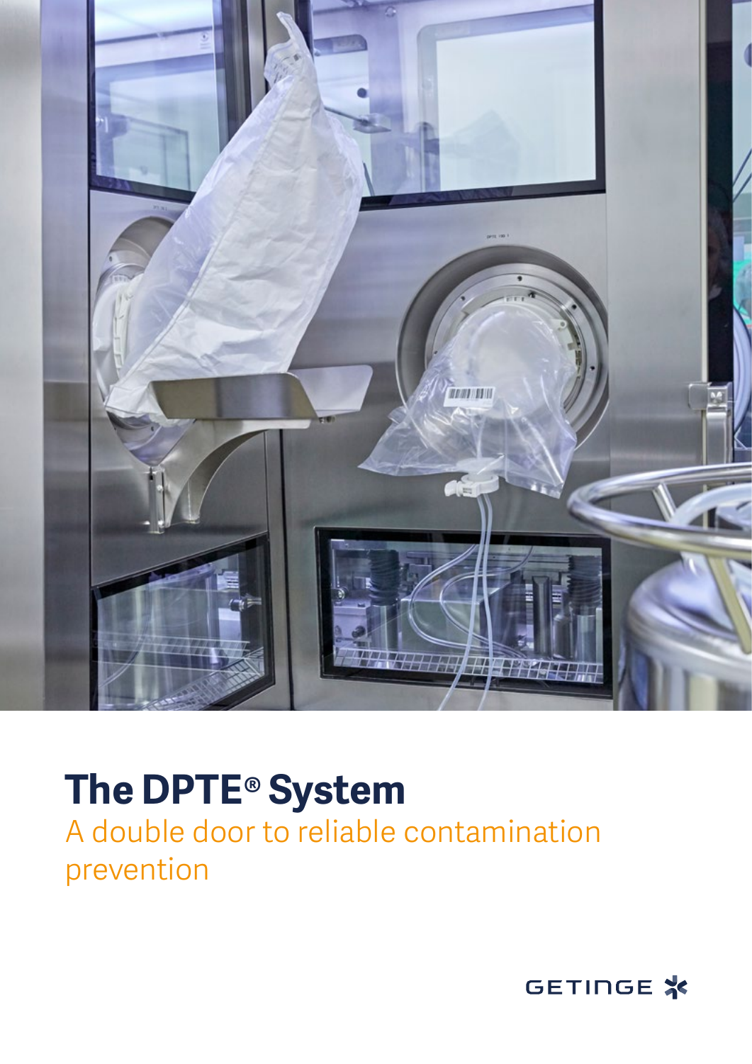# The DPTE® System

A double door to reliable contamination prevention

GETINGE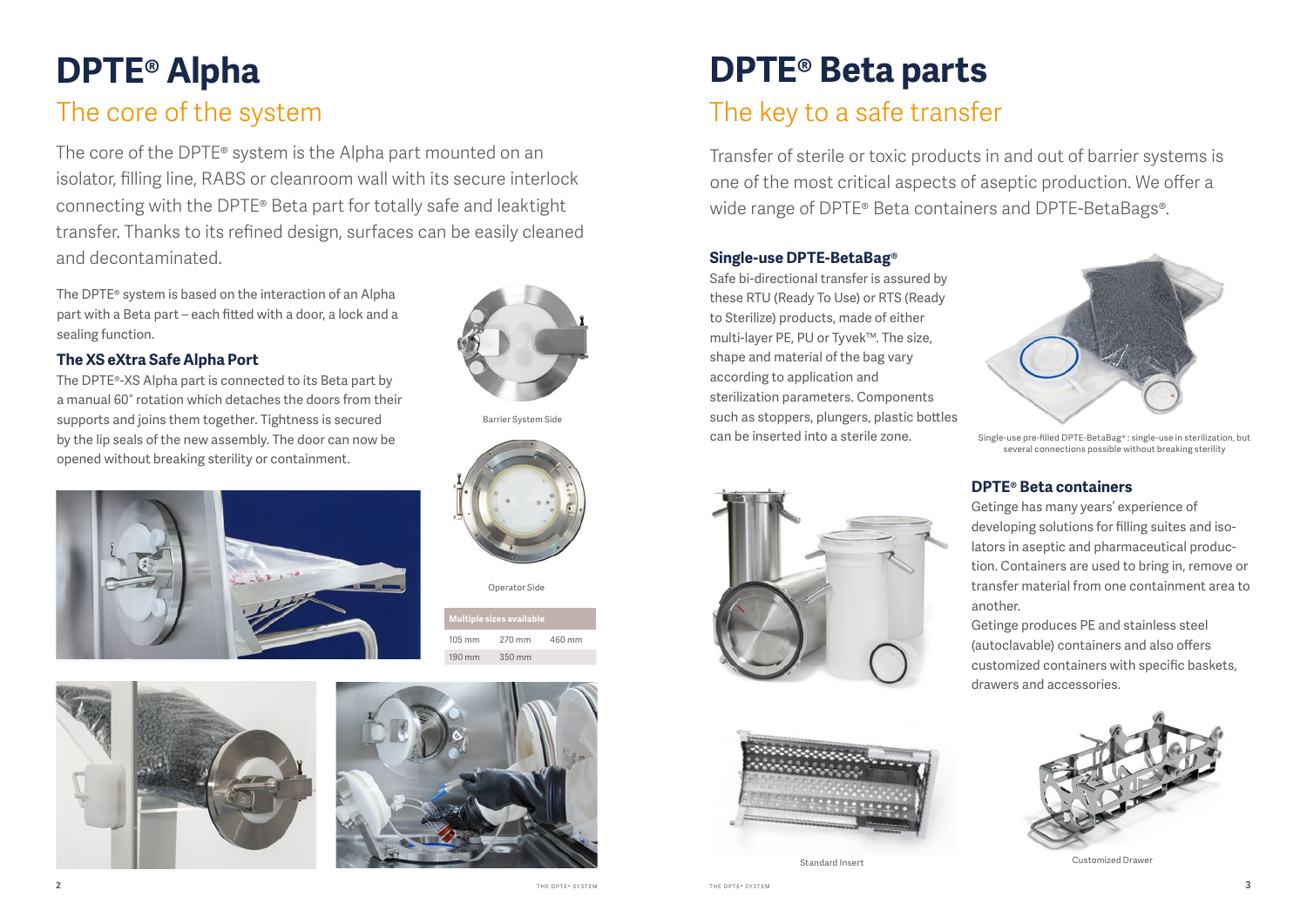# DPTE® Alpha

## The core of the system

The core of the DPTE® system is the Alpha part mounted on an isolator, filling line, RABS or cleanroom wall with its secure interlock connecting with the DPTE® Beta part for totally safe and leaktight transfer. Thanks to its refined design, surfaces can be easily cleaned and decontaminated.

The DPTE® system is based on the interaction of an Alpha part with a Beta part – each fitted with a door, a lock and a sealing function.

### The XS eXtra Safe Alpha Port

The DPTE®-XS Alpha part is connected to its Beta part by a manual 60° rotation which detaches the doors from their supports and joins them together. Tightness is secured by the lip seals of the new assembly. The door can now be opened without breaking sterility or containment.

Barrier System Side

Operator Side

| Multiple sizes available | | |
|---|---|---|
| 105 mm | 270 mm | 460 mm |
| 190 mm | 350 mm | |

# DPTE® Beta parts

## The key to a safe transfer

Transfer of sterile or toxic products in and out of barrier systems is one of the most critical aspects of aseptic production. We offer a wide range of DPTE® Beta containers and DPTE-BetaBags®.

### Single-use DPTE-BetaBag®

Safe bi-directional transfer is assured by these RTU (Ready To Use) or RTS (Ready to Sterilize) products, made of either multi-layer PE, PU or Tyvek™. The size, shape and material of the bag vary according to application and sterilization parameters. Components such as stoppers, plungers, plastic bottles can be inserted into a sterile zone.

Single-use pre-filled DPTE-BetaBag®: single-use in sterilization, but several connections possible without breaking sterility

### DPTE® Beta containers

Getinge has many years' experience of developing solutions for filling suites and isolators in aseptic and pharmaceutical production. Containers are used to bring in, remove or transfer material from one containment area to another.

Getinge produces PE and stainless steel (autoclavable) containers and also offers customized containers with specific baskets, drawers and accessories.

Standard Insert

Customized Drawer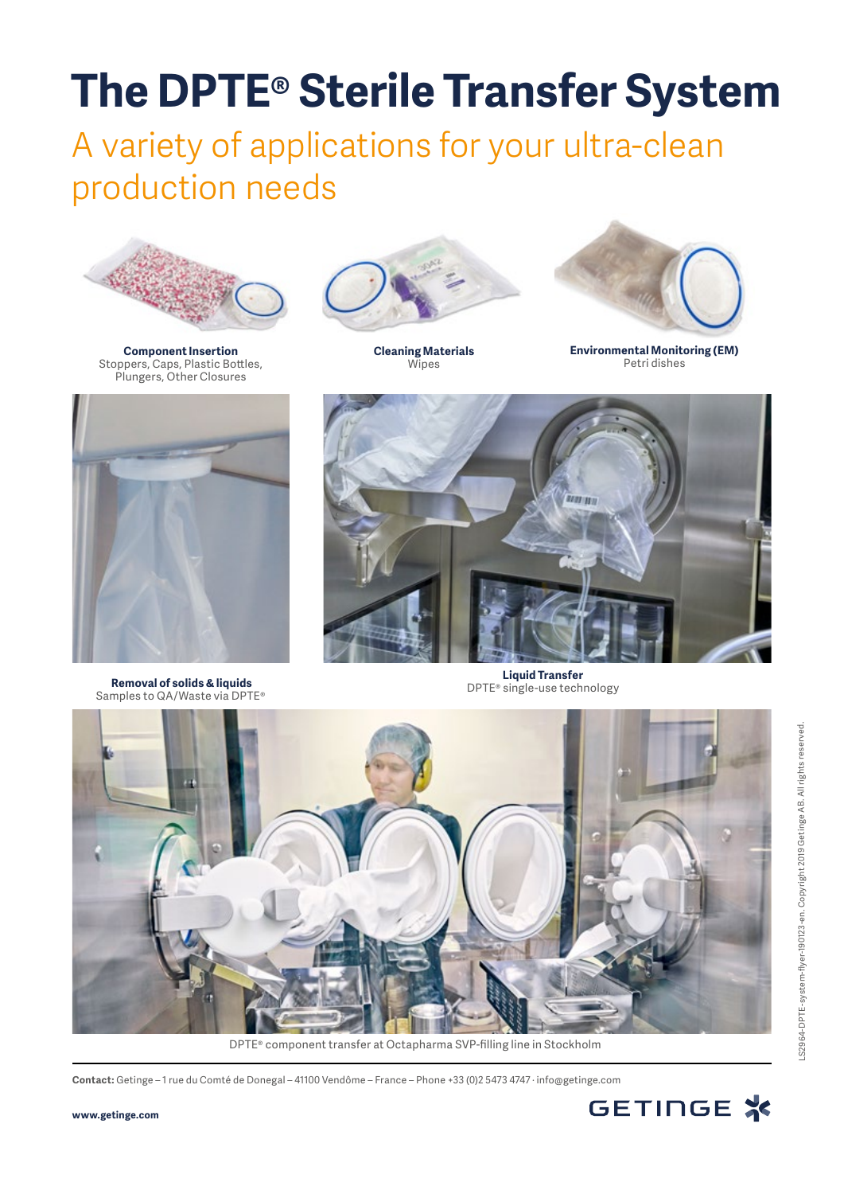# The DPTE® Sterile Transfer System

## A variety of applications for your ultra-clean production needs

**Component Insertion**
Stoppers, Caps, Plastic Bottles, Plungers, Other Closures

**Cleaning Materials**
Wipes

**Environmental Monitoring (EM)**
Petri dishes

**Removal of solids & liquids**
Samples to QA/Waste via DPTE®

**Liquid Transfer**
DPTE® single-use technology

DPTE® component transfer at Octapharma SVP-filling line in Stockholm

**Contact:** Getinge – 1 rue du Comté de Donegal – 41100 Vendôme – France – Phone +33 (0)2 5473 4747 · info@getinge.com

**www.getinge.com**

GETINGE

LS2964-DPTE-system-flyer-190123-en. Copyright 2019 Getinge AB. All rights reserved.